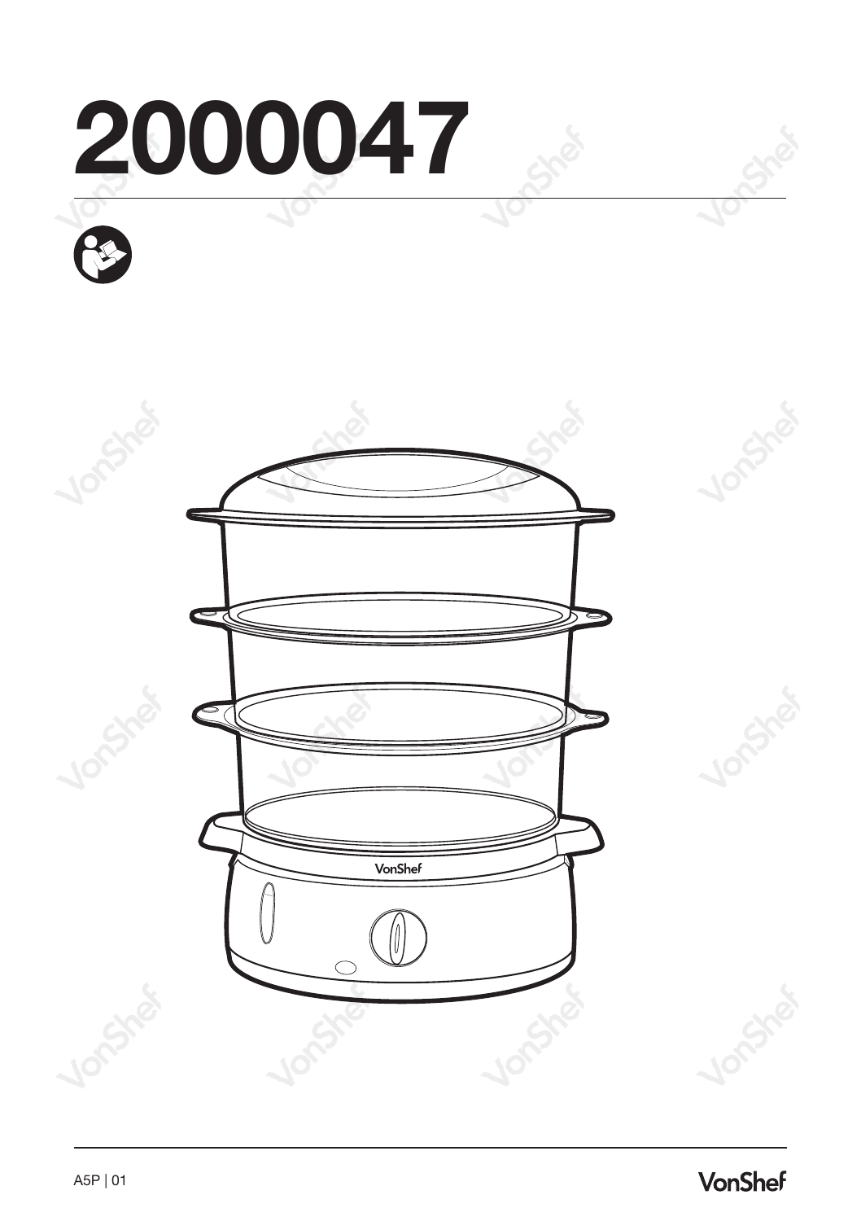# 2000047

A5P | 01

VonShef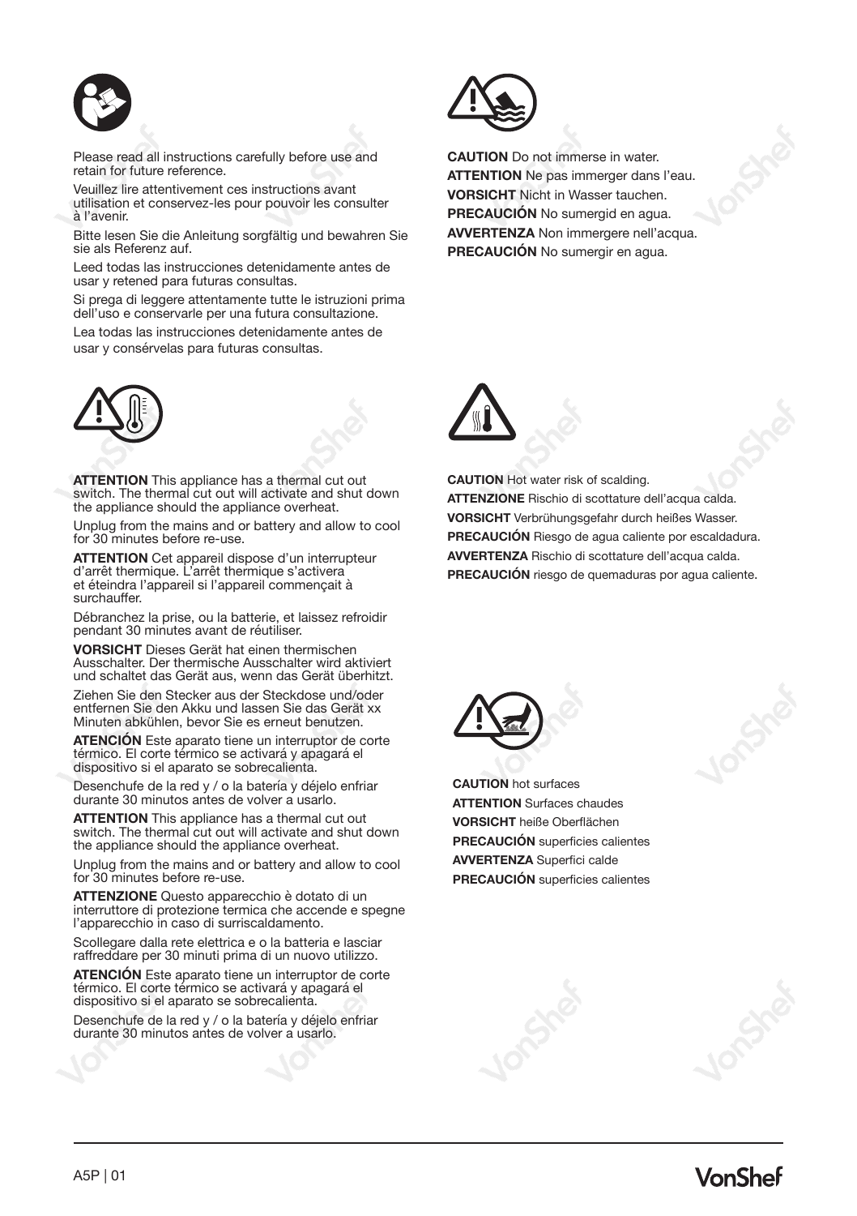Please read all instructions carefully before use and retain for future reference.

Veuillez lire attentivement ces instructions avant utilisation et conservez-les pour pouvoir les consulter à l'avenir.

Bitte lesen Sie die Anleitung sorgfältig und bewahren Sie sie als Referenz auf.

Leed todas las instrucciones detenidamente antes de usar y retened para futuras consultas.

Si prega di leggere attentamente tutte le istruzioni prima dell'uso e conservarle per una futura consultazione.

Lea todas las instrucciones detenidamente antes de usar y consérvelas para futuras consultas.

**CAUTION** Do not immerse in water.
**ATTENTION** Ne pas immerger dans l'eau.
**VORSICHT** Nicht in Wasser tauchen.
**PRECAUCIÓN** No sumergid en agua.
**AVVERTENZA** Non immergere nell'acqua.
**PRECAUCIÓN** No sumergir en agua.

**ATTENTION** This appliance has a thermal cut out switch. The thermal cut out will activate and shut down the appliance should the appliance overheat.

Unplug from the mains and or battery and allow to cool for 30 minutes before re-use.

**ATTENTION** Cet appareil dispose d'un interrupteur d'arrêt thermique. L'arrêt thermique s'activera et éteindra l'appareil si l'appareil commençait à surchauffer.

Débranchez la prise, ou la batterie, et laissez refroidir pendant 30 minutes avant de réutiliser.

**VORSICHT** Dieses Gerät hat einen thermischen Ausschalter. Der thermische Ausschalter wird aktiviert und schaltet das Gerät aus, wenn das Gerät überhitzt.

Ziehen Sie den Stecker aus der Steckdose und/oder entfernen Sie den Akku und lassen Sie das Gerät xx Minuten abkühlen, bevor Sie es erneut benutzen.

**ATENCIÓN** Este aparato tiene un interruptor de corte térmico. El corte térmico se activará y apagará el dispositivo si el aparato se sobrecalienta.

Desenchufe de la red y / o la batería y déjelo enfriar durante 30 minutos antes de volver a usarlo.

**ATTENTION** This appliance has a thermal cut out switch. The thermal cut out will activate and shut down the appliance should the appliance overheat.

Unplug from the mains and or battery and allow to cool for 30 minutes before re-use.

**ATTENZIONE** Questo apparecchio è dotato di un interruttore di protezione termica che accende e spegne l'apparecchio in caso di surriscaldamento.

Scollegare dalla rete elettrica e o la batteria e lasciar raffreddare per 30 minuti prima di un nuovo utilizzo.

**ATENCIÓN** Este aparato tiene un interruptor de corte térmico. El corte térmico se activará y apagará el dispositivo si el aparato se sobrecalienta.

Desenchufe de la red y / o la batería y déjelo enfriar durante 30 minutos antes de volver a usarlo.

**CAUTION** Hot water risk of scalding.
**ATTENZIONE** Rischio di scottature dell'acqua calda.
**VORSICHT** Verbrühungsgefahr durch heißes Wasser.
**PRECAUCIÓN** Riesgo de agua caliente por escaldadura.
**AVVERTENZA** Rischio di scottature dell'acqua calda.
**PRECAUCIÓN** riesgo de quemaduras por agua caliente.

**CAUTION** hot surfaces
**ATTENTION** Surfaces chaudes
**VORSICHT** heiße Oberflächen
**PRECAUCIÓN** superficies calientes
**AVVERTENZA** Superfici calde
**PRECAUCIÓN** superficies calientes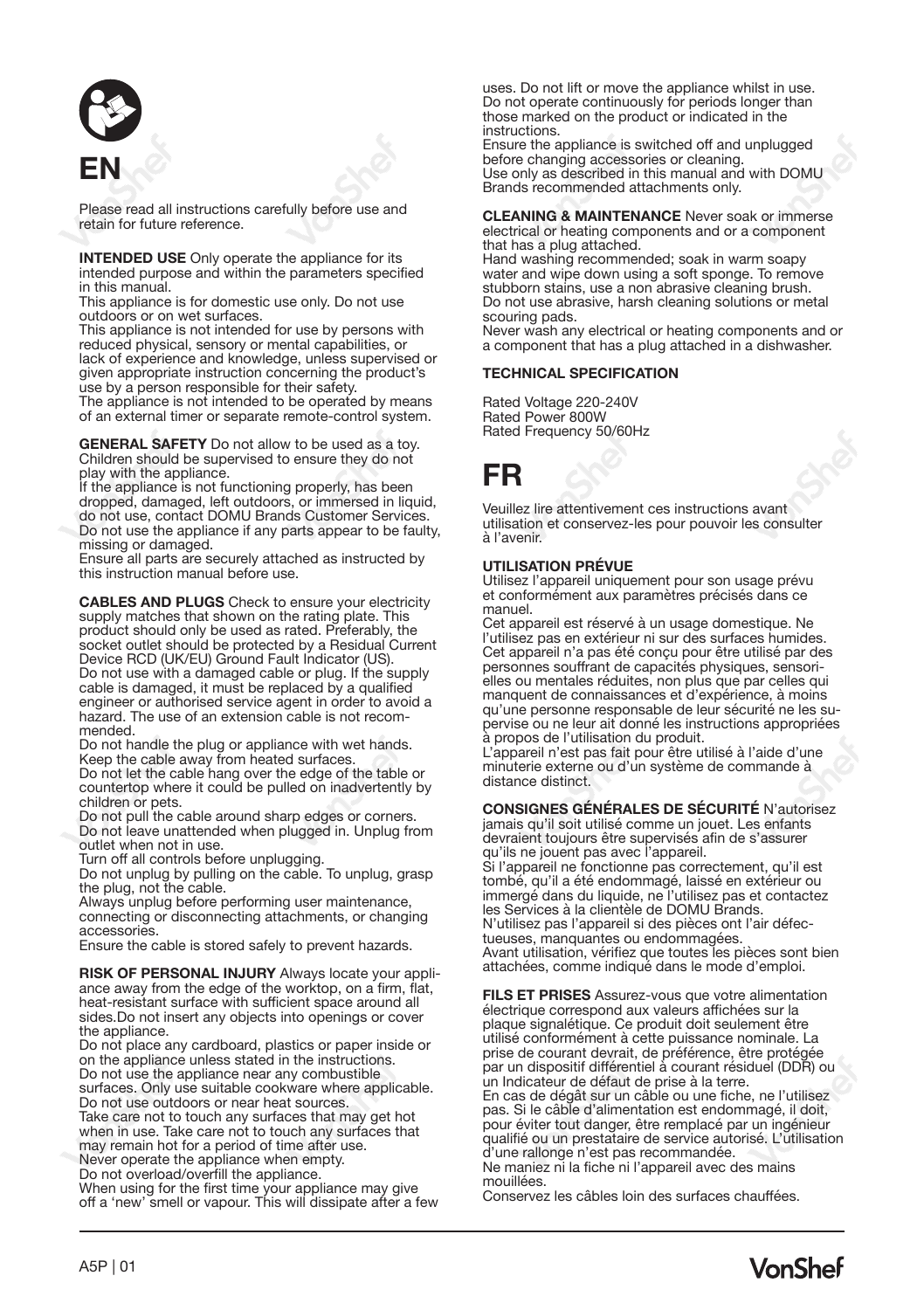# EN

Please read all instructions carefully before use and retain for future reference.

**INTENDED USE** Only operate the appliance for its intended purpose and within the parameters specified in this manual.
This appliance is for domestic use only. Do not use outdoors or on wet surfaces.
This appliance is not intended for use by persons with reduced physical, sensory or mental capabilities, or lack of experience and knowledge, unless supervised or given appropriate instruction concerning the product's use by a person responsible for their safety.
The appliance is not intended to be operated by means of an external timer or separate remote-control system.

**GENERAL SAFETY** Do not allow to be used as a toy. Children should be supervised to ensure they do not play with the appliance.
If the appliance is not functioning properly, has been dropped, damaged, left outdoors, or immersed in liquid, do not use, contact DOMU Brands Customer Services.
Do not use the appliance if any parts appear to be faulty, missing or damaged.
Ensure all parts are securely attached as instructed by this instruction manual before use.

**CABLES AND PLUGS** Check to ensure your electricity supply matches that shown on the rating plate. This product should only be used as rated. Preferably, the socket outlet should be protected by a Residual Current Device RCD (UK/EU) Ground Fault Indicator (US).
Do not use with a damaged cable or plug. If the supply cable is damaged, it must be replaced by a qualified engineer or authorised service agent in order to avoid a hazard. The use of an extension cable is not recommended.
Do not handle the plug or appliance with wet hands.
Keep the cable away from heated surfaces.
Do not let the cable hang over the edge of the table or countertop where it could be pulled on inadvertently by children or pets.
Do not pull the cable around sharp edges or corners.
Do not leave unattended when plugged in. Unplug from outlet when not in use.
Turn off all controls before unplugging.
Do not unplug by pulling on the cable. To unplug, grasp the plug, not the cable.
Always unplug before performing user maintenance, connecting or disconnecting attachments, or changing accessories.
Ensure the cable is stored safely to prevent hazards.

**RISK OF PERSONAL INJURY** Always locate your appliance away from the edge of the worktop, on a firm, flat, heat-resistant surface with sufficient space around all sides.Do not insert any objects into openings or cover the appliance.
Do not place any cardboard, plastics or paper inside or on the appliance unless stated in the instructions.
Do not use the appliance near any combustible surfaces. Only use suitable cookware where applicable.
Do not use outdoors or near heat sources.
Take care not to touch any surfaces that may get hot when in use. Take care not to touch any surfaces that may remain hot for a period of time after use.
Never operate the appliance when empty.
Do not overload/overfill the appliance.
When using for the first time your appliance may give off a 'new' smell or vapour. This will dissipate after a few uses. Do not lift or move the appliance whilst in use.
Do not operate continuously for periods longer than those marked on the product or indicated in the instructions.
Ensure the appliance is switched off and unplugged before changing accessories or cleaning.
Use only as described in this manual and with DOMU Brands recommended attachments only.

**CLEANING & MAINTENANCE** Never soak or immerse electrical or heating components and or a component that has a plug attached.
Hand washing recommended; soak in warm soapy water and wipe down using a soft sponge. To remove stubborn stains, use a non abrasive cleaning brush.
Do not use abrasive, harsh cleaning solutions or metal scouring pads.
Never wash any electrical or heating components and or a component that has a plug attached in a dishwasher.

**TECHNICAL SPECIFICATION**

Rated Voltage 220-240V
Rated Power 800W
Rated Frequency 50/60Hz

# FR

Veuillez lire attentivement ces instructions avant utilisation et conservez-les pour pouvoir les consulter à l'avenir.

**UTILISATION PRÉVUE**
Utilisez l'appareil uniquement pour son usage prévu et conformément aux paramètres précisés dans ce manuel.
Cet appareil est réservé à un usage domestique. Ne l'utilisez pas en extérieur ni sur des surfaces humides.
Cet appareil n'a pas été conçu pour être utilisé par des personnes souffrant de capacités physiques, sensorielles ou mentales réduites, non plus que par celles qui manquent de connaissances et d'expérience, à moins qu'une personne responsable de leur sécurité ne les supervise ou ne leur ait donné les instructions appropriées à propos de l'utilisation du produit.
L'appareil n'est pas fait pour être utilisé à l'aide d'une minuterie externe ou d'un système de commande à distance distinct.

**CONSIGNES GÉNÉRALES DE SÉCURITÉ** N'autorisez jamais qu'il soit utilisé comme un jouet. Les enfants devraient toujours être supervisés afin de s'assurer qu'ils ne jouent pas avec l'appareil.
Si l'appareil ne fonctionne pas correctement, qu'il est tombé, qu'il a été endommagé, laissé en extérieur ou immergé dans du liquide, ne l'utilisez pas et contactez les Services à la clientèle de DOMU Brands.
N'utilisez pas l'appareil si des pièces ont l'air défectueuses, manquantes ou endommagées.
Avant utilisation, vérifiez que toutes les pièces sont bien attachées, comme indiqué dans le mode d'emploi.

**FILS ET PRISES** Assurez-vous que votre alimentation électrique correspond aux valeurs affichées sur la plaque signalétique. Ce produit doit seulement être utilisé conformément à cette puissance nominale. La prise de courant devrait, de préférence, être protégée par un dispositif différentiel à courant résiduel (DDR) ou un Indicateur de défaut de prise à la terre.
En cas de dégât sur un câble ou une fiche, ne l'utilisez pas. Si le câble d'alimentation est endommagé, il doit, pour éviter tout danger, être remplacé par un ingénieur qualifié ou un prestataire de service autorisé. L'utilisation d'une rallonge n'est pas recommandée.
Ne maniez ni la fiche ni l'appareil avec des mains mouillées.
Conservez les câbles loin des surfaces chauffées.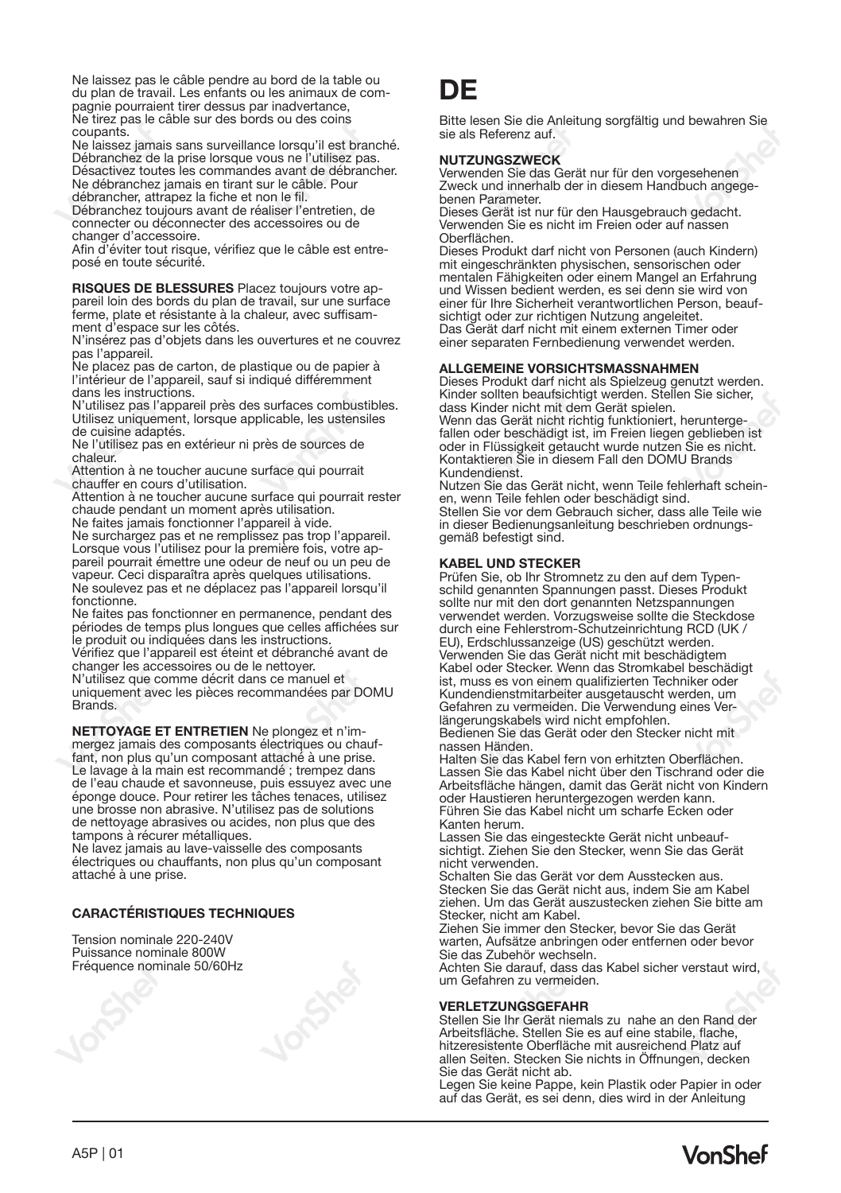Ne laissez pas le câble pendre au bord de la table ou du plan de travail. Les enfants ou les animaux de compagnie pourraient tirer dessus par inadvertance,
Ne tirez pas le câble sur des bords ou des coins coupants.
Ne laissez jamais sans surveillance lorsqu'il est branché. Débranchez de la prise lorsque vous ne l'utilisez pas.
Désactivez toutes les commandes avant de débrancher.
Ne débranchez jamais en tirant sur le câble. Pour débrancher, attrapez la fiche et non le fil.
Débranchez toujours avant de réaliser l'entretien, de connecter ou déconnecter des accessoires ou de changer d'accessoire.
Afin d'éviter tout risque, vérifiez que le câble est entreposé en toute sécurité.

**RISQUES DE BLESSURES** Placez toujours votre appareil loin des bords du plan de travail, sur une surface ferme, plate et résistante à la chaleur, avec suffisamment d'espace sur les côtés.
N'insérez pas d'objets dans les ouvertures et ne couvrez pas l'appareil.
Ne placez pas de carton, de plastique ou de papier à l'intérieur de l'appareil, sauf si indiqué différemment dans les instructions.
N'utilisez pas l'appareil près des surfaces combustibles.
Utilisez uniquement, lorsque applicable, les ustensiles de cuisine adaptés.
Ne l'utilisez pas en extérieur ni près de sources de chaleur.
Attention à ne toucher aucune surface qui pourrait chauffer en cours d'utilisation.
Attention à ne toucher aucune surface qui pourrait rester chaude pendant un moment après utilisation.
Ne faites jamais fonctionner l'appareil à vide.
Ne surchargez pas et ne remplissez pas trop l'appareil.
Lorsque vous l'utilisez pour la première fois, votre appareil pourrait émettre une odeur de neuf ou un peu de vapeur. Ceci disparaîtra après quelques utilisations.
Ne soulevez pas et ne déplacez pas l'appareil lorsqu'il fonctionne.
Ne faites pas fonctionner en permanence, pendant des périodes de temps plus longues que celles affichées sur le produit ou indiquées dans les instructions.
Vérifiez que l'appareil est éteint et débranché avant de changer les accessoires ou de le nettoyer.
N'utilisez que comme décrit dans ce manuel et uniquement avec les pièces recommandées par DOMU Brands.

**NETTOYAGE ET ENTRETIEN** Ne plongez et n'immergez jamais des composants électriques ou chauffant, non plus qu'un composant attaché à une prise.
Le lavage à la main est recommandé ; trempez dans de l'eau chaude et savonneuse, puis essuyez avec une éponge douce. Pour retirer les tâches tenaces, utilisez une brosse non abrasive. N'utilisez pas de solutions de nettoyage abrasives ou acides, non plus que des tampons à récurer métalliques.
Ne lavez jamais au lave-vaisselle des composants électriques ou chauffants, non plus qu'un composant attaché à une prise.

**CARACTÉRISTIQUES TECHNIQUES**

Tension nominale 220-240V
Puissance nominale 800W
Fréquence nominale 50/60Hz

# DE

Bitte lesen Sie die Anleitung sorgfältig und bewahren Sie sie als Referenz auf.

**NUTZUNGSZWECK**
Verwenden Sie das Gerät nur für den vorgesehenen Zweck und innerhalb der in diesem Handbuch angegebenen Parameter.
Dieses Gerät ist nur für den Hausgebrauch gedacht. Verwenden Sie es nicht im Freien oder auf nassen Oberflächen.
Dieses Produkt darf nicht von Personen (auch Kindern) mit eingeschränkten physischen, sensorischen oder mentalen Fähigkeiten oder einem Mangel an Erfahrung und Wissen bedient werden, es sei denn sie wird von einer für Ihre Sicherheit verantwortlichen Person, beaufsichtigt oder zur richtigen Nutzung angeleitet.
Das Gerät darf nicht mit einem externen Timer oder einer separaten Fernbedienung verwendet werden.

**ALLGEMEINE VORSICHTSMASSNAHMEN**
Dieses Produkt darf nicht als Spielzeug genutzt werden.
Kinder sollten beaufsichtigt werden. Stellen Sie sicher, dass Kinder nicht mit dem Gerät spielen.
Wenn das Gerät nicht richtig funktioniert, heruntergefallen oder beschädigt ist, im Freien liegen geblieben ist oder in Flüssigkeit getaucht wurde nutzen Sie es nicht. Kontaktieren Sie in diesem Fall den DOMU Brands Kundendienst.
Nutzen Sie das Gerät nicht, wenn Teile fehlerhaft scheinen, wenn Teile fehlen oder beschädigt sind.
Stellen Sie vor dem Gebrauch sicher, dass alle Teile wie in dieser Bedienungsanleitung beschrieben ordnungsgemäß befestigt sind.

**KABEL UND STECKER**
Prüfen Sie, ob Ihr Stromnetz zu den auf dem Typenschild genannten Spannungen passt. Dieses Produkt sollte nur mit den dort genannten Netzspannungen verwendet werden. Vorzugsweise sollte die Steckdose durch eine Fehlerstrom-Schutzeinrichtung RCD (UK / EU), Erdschlussanzeige (US) geschützt werden.
Verwenden Sie das Gerät nicht mit beschädigtem Kabel oder Stecker. Wenn das Stromkabel beschädigt ist, muss es von einem qualifizierten Techniker oder Kundendienstmitarbeiter ausgetauscht werden, um Gefahren zu vermeiden. Die Verwendung eines Verlängerungskabels wird nicht empfohlen.
Bedienen Sie das Gerät oder den Stecker nicht mit nassen Händen.
Halten Sie das Kabel fern von erhitzten Oberflächen.
Lassen Sie das Kabel nicht über den Tischrand oder die Arbeitsfläche hängen, damit das Gerät nicht von Kindern oder Haustieren heruntergezogen werden kann.
Führen Sie das Kabel nicht um scharfe Ecken oder Kanten herum.
Lassen Sie das eingesteckte Gerät nicht unbeaufsichtigt. Ziehen Sie den Stecker, wenn Sie das Gerät nicht verwenden.
Schalten Sie das Gerät vor dem Ausstecken aus.
Stecken Sie das Gerät nicht aus, indem Sie am Kabel ziehen. Um das Gerät auszustecken ziehen Sie bitte am Stecker, nicht am Kabel.
Ziehen Sie immer den Stecker, bevor Sie das Gerät warten, Aufsätze anbringen oder entfernen oder bevor Sie das Zubehör wechseln.
Achten Sie darauf, dass das Kabel sicher verstaut wird, um Gefahren zu vermeiden.

**VERLETZUNGSGEFAHR**
Stellen Sie Ihr Gerät niemals zu nahe an den Rand der Arbeitsfläche. Stellen Sie es auf eine stabile, flache, hitzeresistente Oberfläche mit ausreichend Platz auf allen Seiten. Stecken Sie nichts in Öffnungen, decken Sie das Gerät nicht ab.
Legen Sie keine Pappe, kein Plastik oder Papier in oder auf das Gerät, es sei denn, dies wird in der Anleitung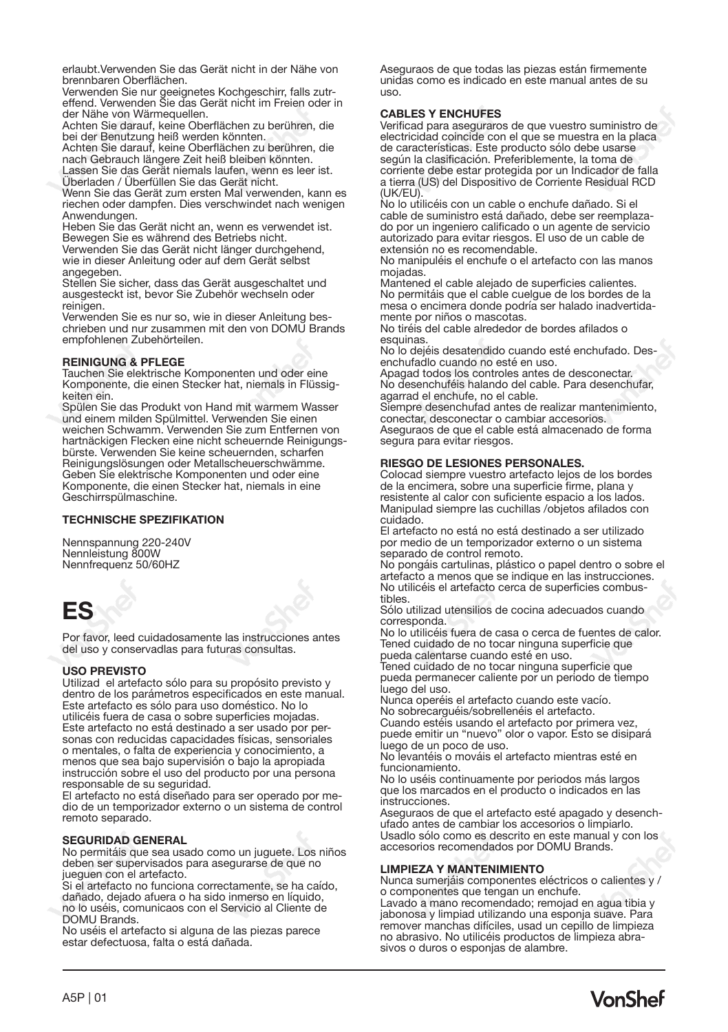erlaubt.Verwenden Sie das Gerät nicht in der Nähe von brennbaren Oberflächen.
Verwenden Sie nur geeignetes Kochgeschirr, falls zutreffend. Verwenden Sie das Gerät nicht im Freien oder in der Nähe von Wärmequellen.
Achten Sie darauf, keine Oberflächen zu berühren, die bei der Benutzung heiß werden könnten.
Achten Sie darauf, keine Oberflächen zu berühren, die nach Gebrauch längere Zeit heiß bleiben könnten.
Lassen Sie das Gerät niemals laufen, wenn es leer ist.
Überladen / Überfüllen Sie das Gerät nicht.
Wenn Sie das Gerät zum ersten Mal verwenden, kann es riechen oder dampfen. Dies verschwindet nach wenigen Anwendungen.
Heben Sie das Gerät nicht an, wenn es verwendet ist. Bewegen Sie es während des Betriebs nicht.
Verwenden Sie das Gerät nicht länger durchgehend, wie in dieser Anleitung oder auf dem Gerät selbst angegeben.
Stellen Sie sicher, dass das Gerät ausgeschaltet und ausgesteckt ist, bevor Sie Zubehör wechseln oder reinigen.
Verwenden Sie es nur so, wie in dieser Anleitung beschrieben und nur zusammen mit den von DOMU Brands empfohlenen Zubehörteilen.

**REINIGUNG & PFLEGE**
Tauchen Sie elektrische Komponenten und oder eine Komponente, die einen Stecker hat, niemals in Flüssigkeiten ein.
Spülen Sie das Produkt von Hand mit warmem Wasser und einem milden Spülmittel. Verwenden Sie einen weichen Schwamm. Verwenden Sie zum Entfernen von hartnäckigen Flecken eine nicht scheuernde Reinigungsbürste. Verwenden Sie keine scheuernden, scharfen Reinigungslösungen oder Metallscheuerschwämme. Geben Sie elektrische Komponenten und oder eine Komponente, die einen Stecker hat, niemals in eine Geschirrspülmaschine.

**TECHNISCHE SPEZIFIKATION**

Nennspannung 220-240V
Nennleistung 800W
Nennfrequenz 50/60HZ

# ES

Por favor, leed cuidadosamente las instrucciones antes del uso y conservadlas para futuras consultas.

**USO PREVISTO**
Utilizad el artefacto sólo para su propósito previsto y dentro de los parámetros especificados en este manual. Este artefacto es sólo para uso doméstico. No lo utilicéis fuera de casa o sobre superficies mojadas. Este artefacto no está destinado a ser usado por personas con reducidas capacidades físicas, sensoriales o mentales, o falta de experiencia y conocimiento, a menos que sea bajo supervisión o bajo la apropiada instrucción sobre el uso del producto por una persona responsable de su seguridad.
El artefacto no está diseñado para ser operado por medio de un temporizador externo o un sistema de control remoto separado.

**SEGURIDAD GENERAL**
No permitáis que sea usado como un juguete. Los niños deben ser supervisados para asegurarse de que no jueguen con el artefacto.
Si el artefacto no funciona correctamente, se ha caído, dañado, dejado afuera o ha sido inmerso en líquido, no lo uséis, comunicaos con el Servicio al Cliente de DOMU Brands.
No uséis el artefacto si alguna de las piezas parece estar defectuosa, falta o está dañada.
Aseguraos de que todas las piezas están firmemente unidas como es indicado en este manual antes de su uso.

**CABLES Y ENCHUFES**
Verificad para aseguraros de que vuestro suministro de electricidad coincide con el que se muestra en la placa de características. Este producto sólo debe usarse según la clasificación. Preferiblemente, la toma de corriente debe estar protegida por un Indicador de falla a tierra (US) del Dispositivo de Corriente Residual RCD (UK/EU).
No lo utilicéis con un cable o enchufe dañado. Si el cable de suministro está dañado, debe ser reemplazado por un ingeniero calificado o un agente de servicio autorizado para evitar riesgos. El uso de un cable de extensión no es recomendable.
No manipuléis el enchufe o el artefacto con las manos mojadas.
Mantened el cable alejado de superficies calientes.
No permitáis que el cable cuelgue de los bordes de la mesa o encimera donde podría ser halado inadvertidamente por niños o mascotas.
No tiréis del cable alrededor de bordes afilados o esquinas.
No lo dejéis desatendido cuando esté enchufado. Desenchufadlo cuando no esté en uso.
Apagad todos los controles antes de desconectar.
No desenchuféis halando del cable. Para desenchufar, agarrad el enchufe, no el cable.
Siempre desenchufad antes de realizar mantenimiento, conectar, desconectar o cambiar accesorios.
Aseguraos de que el cable está almacenado de forma segura para evitar riesgos.

**RIESGO DE LESIONES PERSONALES.**
Colocad siempre vuestro artefacto lejos de los bordes de la encimera, sobre una superficie firme, plana y resistente al calor con suficiente espacio a los lados.
Manipulad siempre las cuchillas /objetos afilados con cuidado.
El artefacto no está no está destinado a ser utilizado por medio de un temporizador externo o un sistema separado de control remoto.
No pongáis cartulinas, plástico o papel dentro o sobre el artefacto a menos que se indique en las instrucciones.
No utilicéis el artefacto cerca de superficies combustibles.
Sólo utilizad utensilios de cocina adecuados cuando corresponda.
No lo utilicéis fuera de casa o cerca de fuentes de calor.
Tened cuidado de no tocar ninguna superficie que pueda calentarse cuando esté en uso.
Tened cuidado de no tocar ninguna superficie que pueda permanecer caliente por un periodo de tiempo luego del uso.
Nunca operéis el artefacto cuando esté vacío.
No sobrecarguéis/sobrellenéis el artefacto.
Cuando estéis usando el artefacto por primera vez, puede emitir un "nuevo" olor o vapor. Esto se disipará luego de un poco de uso.
No levantéis o mováis el artefacto mientras esté en funcionamiento.
No lo uséis continuamente por periodos más largos que los marcados en el producto o indicados en las instrucciones.
Aseguraos de que el artefacto esté apagado y desenchufado antes de cambiar los accesorios o limpiarlo.
Usadlo sólo como es descrito en este manual y con los accesorios recomendados por DOMU Brands.

**LIMPIEZA Y MANTENIMIENTO**
Nunca sumerjáis componentes eléctricos o calientes y / o componentes que tengan un enchufe.
Lavado a mano recomendado; remojad en agua tibia y jabonosa y limpiad utilizando una esponja suave. Para remover manchas difíciles, usad un cepillo de limpieza no abrasivo. No utilicéis productos de limpieza abrasivos o duros o esponjas de alambre.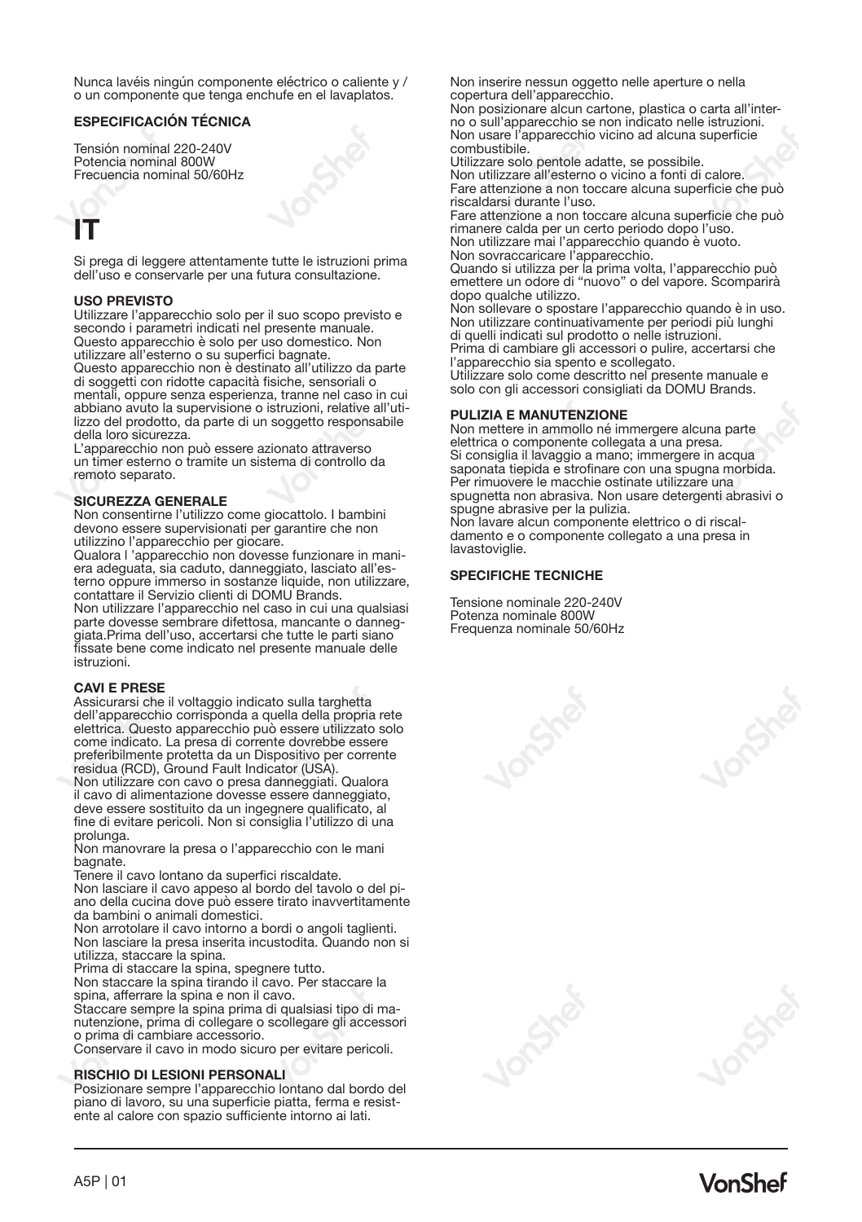Nunca lavéis ningún componente eléctrico o caliente y / o un componente que tenga enchufe en el lavaplatos.

**ESPECIFICACIÓN TÉCNICA**

Tensión nominal 220-240V
Potencia nominal 800W
Frecuencia nominal 50/60Hz

# IT

Si prega di leggere attentamente tutte le istruzioni prima dell'uso e conservarle per una futura consultazione.

**USO PREVISTO**

Utilizzare l'apparecchio solo per il suo scopo previsto e secondo i parametri indicati nel presente manuale.
Questo apparecchio è solo per uso domestico. Non utilizzare all'esterno o su superfici bagnate.
Questo apparecchio non è destinato all'utilizzo da parte di soggetti con ridotte capacità fisiche, sensoriali o mentali, oppure senza esperienza, tranne nel caso in cui abbiano avuto la supervisione o istruzioni, relative all'utilizzo del prodotto, da parte di un soggetto responsabile della loro sicurezza.
L'apparecchio non può essere azionato attraverso un timer esterno o tramite un sistema di controllo da remoto separato.

**SICUREZZA GENERALE**

Non consentirne l'utilizzo come giocattolo. I bambini devono essere supervisionati per garantire che non utilizzino l'apparecchio per giocare.
Qualora l 'apparecchio non dovesse funzionare in maniera adeguata, sia caduto, danneggiato, lasciato all'esterno oppure immerso in sostanze liquide, non utilizzare, contattare il Servizio clienti di DOMU Brands.
Non utilizzare l'apparecchio nel caso in cui una qualsiasi parte dovesse sembrare difettosa, mancante o danneggiata.Prima dell'uso, accertarsi che tutte le parti siano fissate bene come indicato nel presente manuale delle istruzioni.

**CAVI E PRESE**

Assicurarsi che il voltaggio indicato sulla targhetta dell'apparecchio corrisponda a quella della propria rete elettrica. Questo apparecchio può essere utilizzato solo come indicato. La presa di corrente dovrebbe essere preferibilmente protetta da un Dispositivo per corrente residua (RCD), Ground Fault Indicator (USA).
Non utilizzare con cavo o presa danneggiati. Qualora il cavo di alimentazione dovesse essere danneggiato, deve essere sostituito da un ingegnere qualificato, al fine di evitare pericoli. Non si consiglia l'utilizzo di una prolunga.
Non manovrare la presa o l'apparecchio con le mani bagnate.
Tenere il cavo lontano da superfici riscaldate.
Non lasciare il cavo appeso al bordo del tavolo o del piano della cucina dove può essere tirato inavvertitamente da bambini o animali domestici.
Non arrotolare il cavo intorno a bordi o angoli taglienti.
Non lasciare la presa inserita incustodita. Quando non si utilizza, staccare la spina.
Prima di staccare la spina, spegnere tutto.
Non staccare la spina tirando il cavo. Per staccare la spina, afferrare la spina e non il cavo.
Staccare sempre la spina prima di qualsiasi tipo di manutenzione, prima di collegare o scollegare gli accessori o prima di cambiare accessorio.
Conservare il cavo in modo sicuro per evitare pericoli.

**RISCHIO DI LESIONI PERSONALI**

Posizionare sempre l'apparecchio lontano dal bordo del piano di lavoro, su una superficie piatta, ferma e resistente al calore con spazio sufficiente intorno ai lati.
Non inserire nessun oggetto nelle aperture o nella copertura dell'apparecchio.
Non posizionare alcun cartone, plastica o carta all'interno o sull'apparecchio se non indicato nelle istruzioni.
Non usare l'apparecchio vicino ad alcuna superficie combustibile.
Utilizzare solo pentole adatte, se possibile.
Non utilizzare all'esterno o vicino a fonti di calore.
Fare attenzione a non toccare alcuna superficie che può riscaldarsi durante l'uso.
Fare attenzione a non toccare alcuna superficie che può rimanere calda per un certo periodo dopo l'uso.
Non utilizzare mai l'apparecchio quando è vuoto.
Non sovraccaricare l'apparecchio.
Quando si utilizza per la prima volta, l'apparecchio può emettere un odore di "nuovo" o del vapore. Scomparirà dopo qualche utilizzo.
Non sollevare o spostare l'apparecchio quando è in uso.
Non utilizzare continuativamente per periodi più lunghi di quelli indicati sul prodotto o nelle istruzioni.
Prima di cambiare gli accessori o pulire, accertarsi che l'apparecchio sia spento e scollegato.
Utilizzare solo come descritto nel presente manuale e solo con gli accessori consigliati da DOMU Brands.

**PULIZIA E MANUTENZIONE**

Non mettere in ammollo né immergere alcuna parte elettrica o componente collegata a una presa.
Si consiglia il lavaggio a mano; immergere in acqua saponata tiepida e strofinare con una spugna morbida.
Per rimuovere le macchie ostinate utilizzare una spugnetta non abrasiva. Non usare detergenti abrasivi o spugne abrasive per la pulizia.
Non lavare alcun componente elettrico o di riscaldamento e o componente collegato a una presa in lavastoviglie.

**SPECIFICHE TECNICHE**

Tensione nominale 220-240V
Potenza nominale 800W
Frequenza nominale 50/60Hz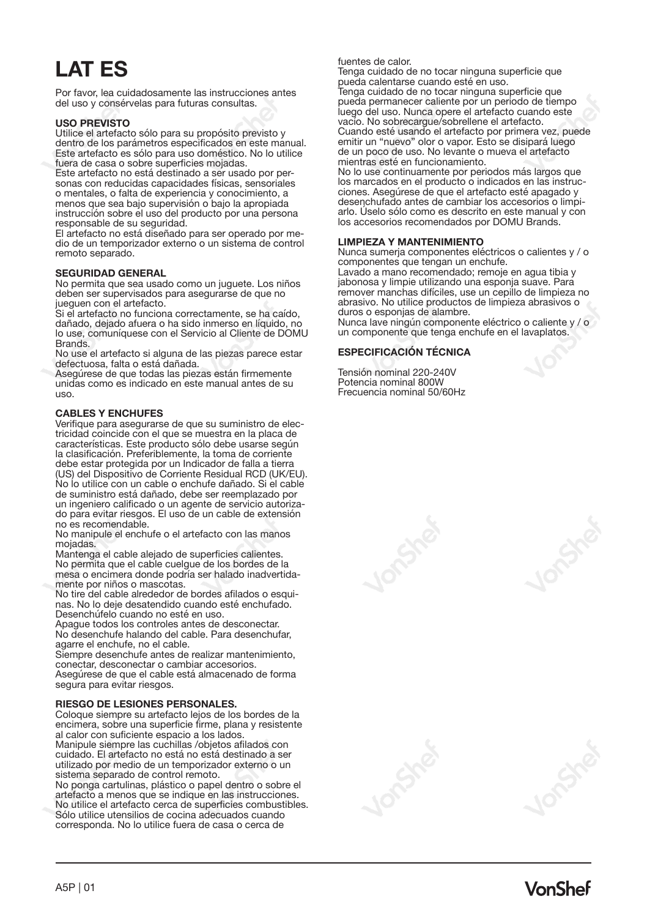# LAT ES

Por favor, lea cuidadosamente las instrucciones antes del uso y consérvelas para futuras consultas.

**USO PREVISTO**

Utilice el artefacto sólo para su propósito previsto y dentro de los parámetros especificados en este manual. Este artefacto es sólo para uso doméstico. No lo utilice fuera de casa o sobre superficies mojadas.
Este artefacto no está destinado a ser usado por personas con reducidas capacidades físicas, sensoriales o mentales, o falta de experiencia y conocimiento, a menos que sea bajo supervisión o bajo la apropiada instrucción sobre el uso del producto por una persona responsable de su seguridad.
El artefacto no está diseñado para ser operado por medio de un temporizador externo o un sistema de control remoto separado.

**SEGURIDAD GENERAL**

No permita que sea usado como un juguete. Los niños deben ser supervisados para asegurarse de que no jueguen con el artefacto.
Si el artefacto no funciona correctamente, se ha caído, dañado, dejado afuera o ha sido inmerso en líquido, no lo use, comuníquese con el Servicio al Cliente de DOMU Brands.
No use el artefacto si alguna de las piezas parece estar defectuosa, falta o está dañada.
Asegúrese de que todas las piezas están firmemente unidas como es indicado en este manual antes de su uso.

**CABLES Y ENCHUFES**

Verifique para asegurarse de que su suministro de electricidad coincide con el que se muestra en la placa de características. Este producto sólo debe usarse según la clasificación. Preferiblemente, la toma de corriente debe estar protegida por un Indicador de falla a tierra (US) del Dispositivo de Corriente Residual RCD (UK/EU).
No lo utilice con un cable o enchufe dañado. Si el cable de suministro está dañado, debe ser reemplazado por un ingeniero calificado o un agente de servicio autorizado para evitar riesgos. El uso de un cable de extensión no es recomendable.
No manipule el enchufe o el artefacto con las manos mojadas.
Mantenga el cable alejado de superficies calientes.
No permita que el cable cuelgue de los bordes de la mesa o encimera donde podría ser halado inadvertidamente por niños o mascotas.
No tire del cable alrededor de bordes afilados o esquinas. No lo deje desatendido cuando esté enchufado.
Desenchúfelo cuando no esté en uso.
Apague todos los controles antes de desconectar.
No desenchufe halando del cable. Para desenchufar, agarre el enchufe, no el cable.
Siempre desenchufe antes de realizar mantenimiento, conectar, desconectar o cambiar accesorios.
Asegúrese de que el cable está almacenado de forma segura para evitar riesgos.

**RIESGO DE LESIONES PERSONALES.**

Coloque siempre su artefacto lejos de los bordes de la encimera, sobre una superficie firme, plana y resistente al calor con suficiente espacio a los lados.
Manipule siempre las cuchillas /objetos afilados con cuidado. El artefacto no está no está destinado a ser utilizado por medio de un temporizador externo o un sistema separado de control remoto.
No ponga cartulinas, plástico o papel dentro o sobre el artefacto a menos que se indique en las instrucciones.
No utilice el artefacto cerca de superficies combustibles.
Sólo utilice utensilios de cocina adecuados cuando corresponda. No lo utilice fuera de casa o cerca de fuentes de calor.
Tenga cuidado de no tocar ninguna superficie que pueda calentarse cuando esté en uso.
Tenga cuidado de no tocar ninguna superficie que pueda permanecer caliente por un periodo de tiempo luego del uso. Nunca opere el artefacto cuando este vacío. No sobrecargue/sobrellene el artefacto.
Cuando esté usando el artefacto por primera vez, puede emitir un "nuevo" olor o vapor. Esto se disipará luego de un poco de uso. No levante o mueva el artefacto mientras esté en funcionamiento.
No lo use continuamente por periodos más largos que los marcados en el producto o indicados en las instrucciones. Asegúrese de que el artefacto esté apagado y desenchufado antes de cambiar los accesorios o limpiarlo. Úselo sólo como es descrito en este manual y con los accesorios recomendados por DOMU Brands.

**LIMPIEZA Y MANTENIMIENTO**

Nunca sumerja componentes eléctricos o calientes y / o componentes que tengan un enchufe.
Lavado a mano recomendado; remoje en agua tibia y jabonosa y limpie utilizando una esponja suave. Para remover manchas difíciles, use un cepillo de limpieza no abrasivo. No utilice productos de limpieza abrasivos o duros o esponjas de alambre.
Nunca lave ningún componente eléctrico o caliente y / o un componente que tenga enchufe en el lavaplatos.

**ESPECIFICACIÓN TÉCNICA**

Tensión nominal 220-240V
Potencia nominal 800W
Frecuencia nominal 50/60Hz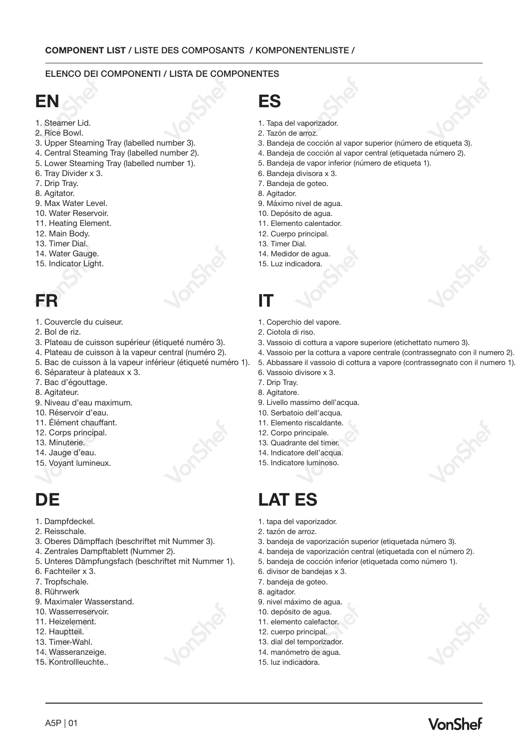**COMPONENT LIST /** LISTE DES COMPOSANTS / KOMPONENTENLISTE /

ELENCO DEI COMPONENTI / LISTA DE COMPONENTES

# EN

1. Steamer Lid.
2. Rice Bowl.
3. Upper Steaming Tray (labelled number 3).
4. Central Steaming Tray (labelled number 2).
5. Lower Steaming Tray (labelled number 1).
6. Tray Divider x 3.
7. Drip Tray.
8. Agitator.
9. Max Water Level.
10. Water Reservoir.
11. Heating Element.
12. Main Body.
13. Timer Dial.
14. Water Gauge.
15. Indicator Light.

# ES

1. Tapa del vaporizador.
2. Tazón de arroz.
3. Bandeja de cocción al vapor superior (número de etiqueta 3).
4. Bandeja de cocción al vapor central (etiquetada número 2).
5. Bandeja de vapor inferior (número de etiqueta 1).
6. Bandeja divisora x 3.
7. Bandeja de goteo.
8. Agitador.
9. Máximo nivel de agua.
10. Depósito de agua.
11. Elemento calentador.
12. Cuerpo principal.
13. Timer Dial.
14. Medidor de agua.
15. Luz indicadora.

# FR

1. Couvercle du cuiseur.
2. Bol de riz.
3. Plateau de cuisson supérieur (étiqueté numéro 3).
4. Plateau de cuisson à la vapeur central (numéro 2).
5. Bac de cuisson à la vapeur inférieur (étiqueté numéro 1).
6. Séparateur à plateaux x 3.
7. Bac d'égouttage.
8. Agitateur.
9. Niveau d'eau maximum.
10. Réservoir d'eau.
11. Élément chauffant.
12. Corps principal.
13. Minuterie.
14. Jauge d'eau.
15. Voyant lumineux.

# IT

1. Coperchio del vapore.
2. Ciotola di riso.
3. Vassoio di cottura a vapore superiore (etichettato numero 3).
4. Vassoio per la cottura a vapore centrale (contrassegnato con il numero 2).
5. Abbassare il vassoio di cottura a vapore (contrassegnato con il numero 1).
6. Vassoio divisore x 3.
7. Drip Tray.
8. Agitatore.
9. Livello massimo dell'acqua.
10. Serbatoio dell'acqua.
11. Elemento riscaldante.
12. Corpo principale.
13. Quadrante del timer.
14. Indicatore dell'acqua.
15. Indicatore luminoso.

# DE

1. Dampfdeckel.
2. Reisschale.
3. Oberes Dämpffach (beschriftet mit Nummer 3).
4. Zentrales Dampftablett (Nummer 2).
5. Unteres Dämpfungsfach (beschriftet mit Nummer 1).
6. Fachteiler x 3.
7. Tropfschale.
8. Rührwerk
9. Maximaler Wasserstand.
10. Wasserreservoir.
11. Heizelement.
12. Hauptteil.
13. Timer-Wahl.
14. Wasseranzeige.
15. Kontrollleuchte..

# LAT ES

1. tapa del vaporizador.
2. tazón de arroz.
3. bandeja de vaporización superior (etiquetada número 3).
4. bandeja de vaporización central (etiquetada con el número 2).
5. bandeja de cocción inferior (etiquetada como número 1).
6. divisor de bandejas x 3.
7. bandeja de goteo.
8. agitador.
9. nivel máximo de agua.
10. depósito de agua.
11. elemento calefactor.
12. cuerpo principal.
13. dial del temporizador.
14. manómetro de agua.
15. luz indicadora.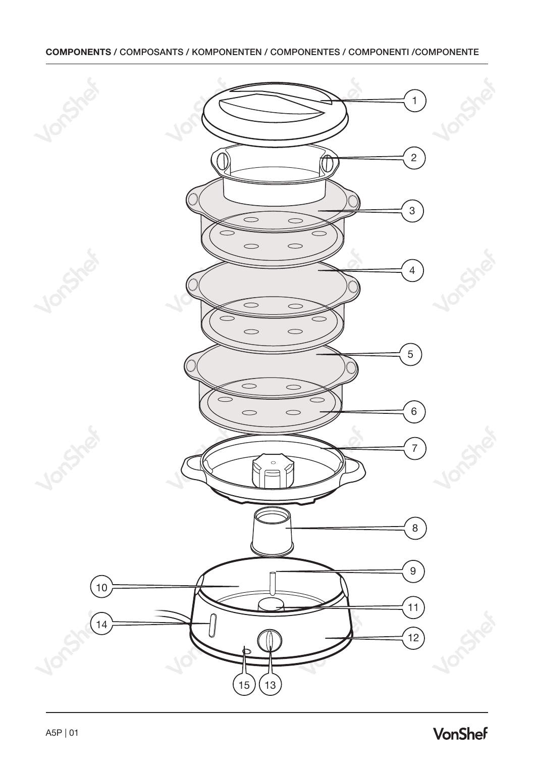**COMPONENTS /** COMPOSANTS / KOMPONENTEN / COMPONENTES / COMPONENTI /COMPONENTE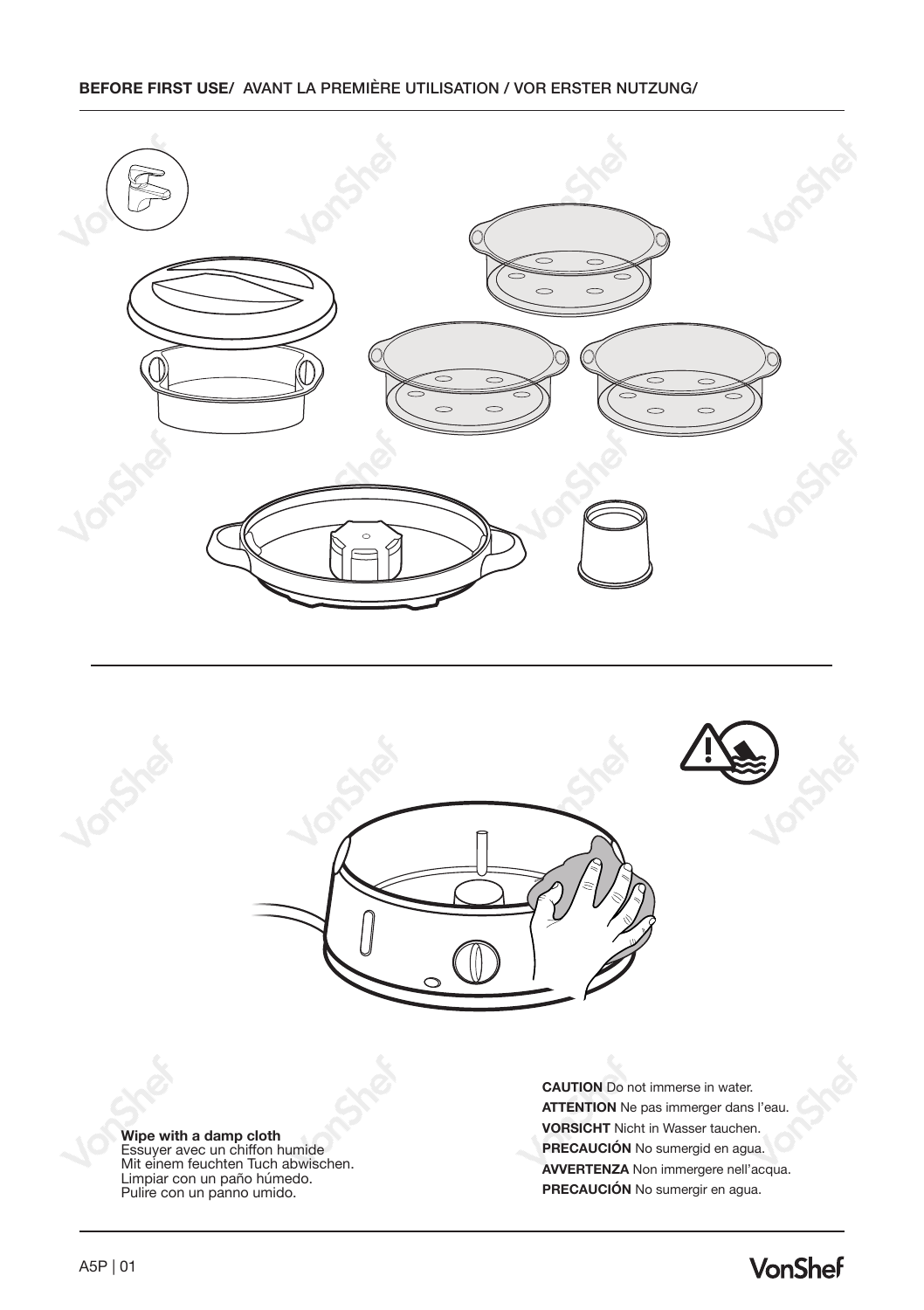**BEFORE FIRST USE/** AVANT LA PREMIÈRE UTILISATION / VOR ERSTER NUTZUNG/

**Wipe with a damp cloth**
Essuyer avec un chiffon humide
Mit einem feuchten Tuch abwischen.
Limpiar con un paño húmedo.
Pulire con un panno umido.

**CAUTION** Do not immerse in water.
**ATTENTION** Ne pas immerger dans l'eau.
**VORSICHT** Nicht in Wasser tauchen.
**PRECAUCIÓN** No sumergid en agua.
**AVVERTENZA** Non immergere nell'acqua.
**PRECAUCIÓN** No sumergir en agua.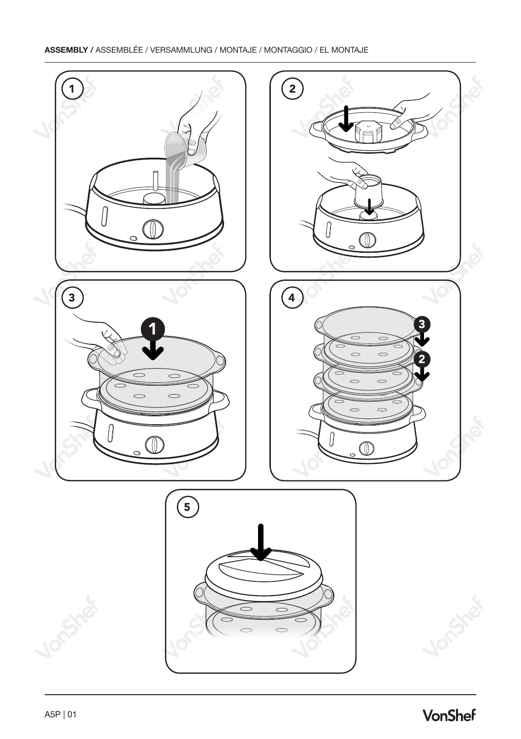**ASSEMBLY /** ASSEMBLÉE / VERSAMMLUNG / MONTAJE / MONTAGGIO / EL MONTAJE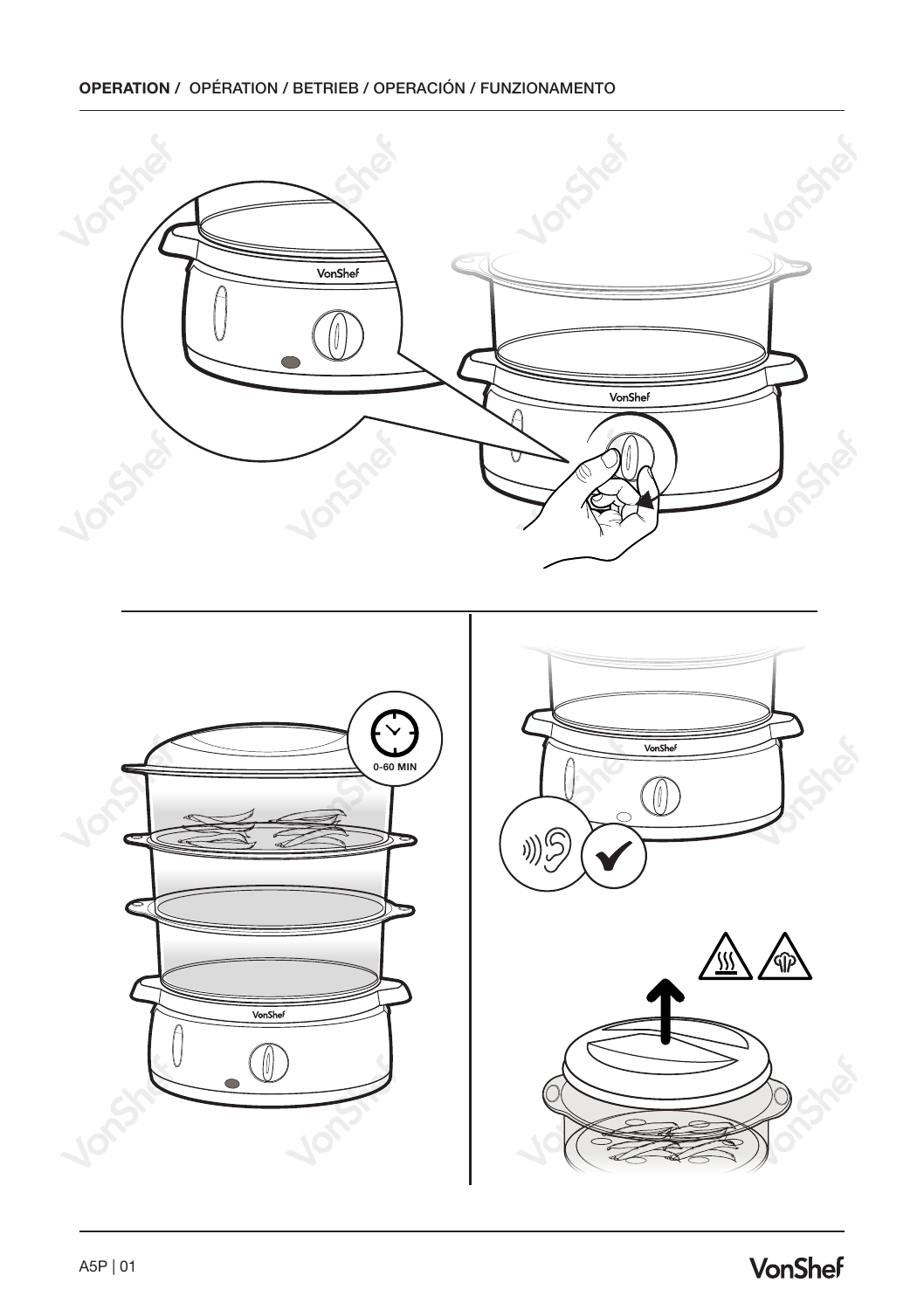**OPERATION /** OPÉRATION / BETRIEB / OPERACIÓN / FUNZIONAMENTO

0-60 MIN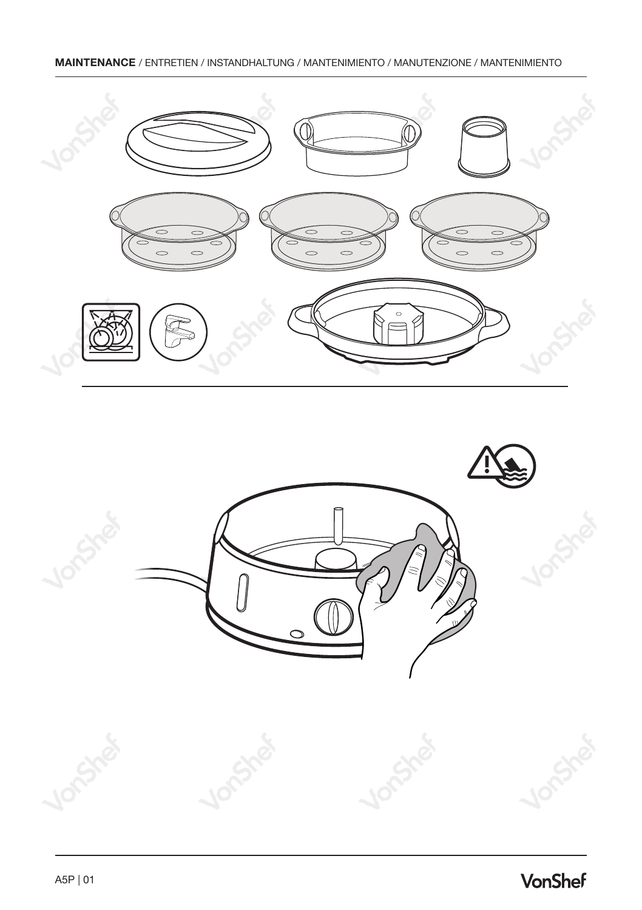**MAINTENANCE** / ENTRETIEN / INSTANDHALTUNG / MANTENIMIENTO / MANUTENZIONE / MANTENIMIENTO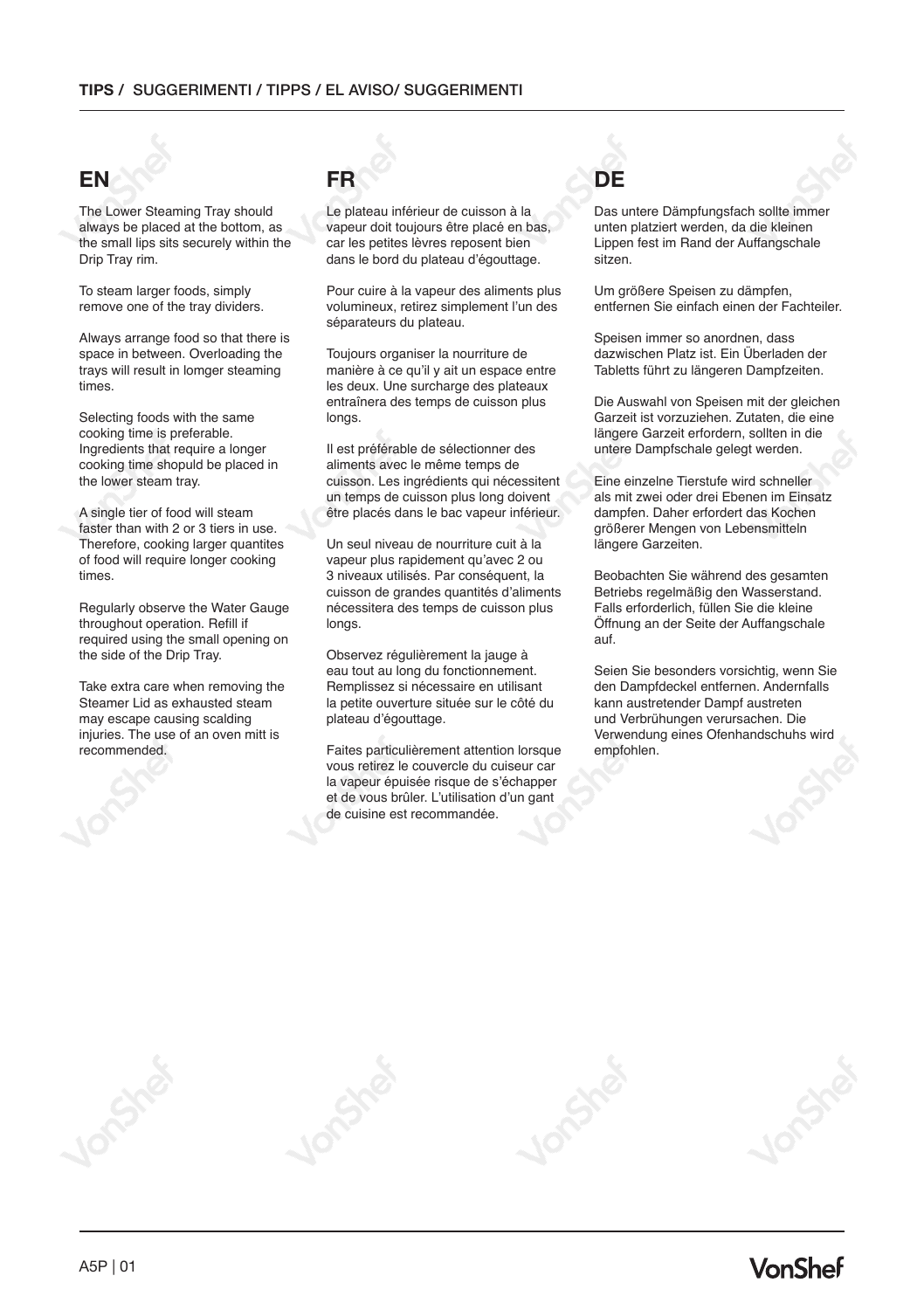**TIPS /** SUGGERIMENTI / TIPPS / EL AVISO/ SUGGERIMENTI

## EN

The Lower Steaming Tray should always be placed at the bottom, as the small lips sits securely within the Drip Tray rim.

To steam larger foods, simply remove one of the tray dividers.

Always arrange food so that there is space in between. Overloading the trays will result in lomger steaming times.

Selecting foods with the same cooking time is preferable. Ingredients that require a longer cooking time shopuld be placed in the lower steam tray.

A single tier of food will steam faster than with 2 or 3 tiers in use. Therefore, cooking larger quantites of food will require longer cooking times.

Regularly observe the Water Gauge throughout operation. Refill if required using the small opening on the side of the Drip Tray.

Take extra care when removing the Steamer Lid as exhausted steam may escape causing scalding injuries. The use of an oven mitt is recommended.

## FR

Le plateau inférieur de cuisson à la vapeur doit toujours être placé en bas, car les petites lèvres reposent bien dans le bord du plateau d'égouttage.

Pour cuire à la vapeur des aliments plus volumineux, retirez simplement l'un des séparateurs du plateau.

Toujours organiser la nourriture de manière à ce qu'il y ait un espace entre les deux. Une surcharge des plateaux entraînera des temps de cuisson plus longs.

Il est préférable de sélectionner des aliments avec le même temps de cuisson. Les ingrédients qui nécessitent un temps de cuisson plus long doivent être placés dans le bac vapeur inférieur.

Un seul niveau de nourriture cuit à la vapeur plus rapidement qu'avec 2 ou 3 niveaux utilisés. Par conséquent, la cuisson de grandes quantités d'aliments nécessitera des temps de cuisson plus longs.

Observez régulièrement la jauge à eau tout au long du fonctionnement. Remplissez si nécessaire en utilisant la petite ouverture située sur le côté du plateau d'égouttage.

Faites particulièrement attention lorsque vous retirez le couvercle du cuiseur car la vapeur épuisée risque de s'échapper et de vous brûler. L'utilisation d'un gant de cuisine est recommandée.

## DE

Das untere Dämpfungsfach sollte immer unten platziert werden, da die kleinen Lippen fest im Rand der Auffangschale sitzen.

Um größere Speisen zu dämpfen, entfernen Sie einfach einen der Fachteiler.

Speisen immer so anordnen, dass dazwischen Platz ist. Ein Überladen der Tabletts führt zu längeren Dampfzeiten.

Die Auswahl von Speisen mit der gleichen Garzeit ist vorzuziehen. Zutaten, die eine längere Garzeit erfordern, sollten in die untere Dampfschale gelegt werden.

Eine einzelne Tierstufe wird schneller als mit zwei oder drei Ebenen im Einsatz dampfen. Daher erfordert das Kochen größerer Mengen von Lebensmitteln längere Garzeiten.

Beobachten Sie während des gesamten Betriebs regelmäßig den Wasserstand. Falls erforderlich, füllen Sie die kleine Öffnung an der Seite der Auffangschale auf.

Seien Sie besonders vorsichtig, wenn Sie den Dampfdeckel entfernen. Andernfalls kann austretender Dampf austreten und Verbrühungen verursachen. Die Verwendung eines Ofenhandschuhs wird empfohlen.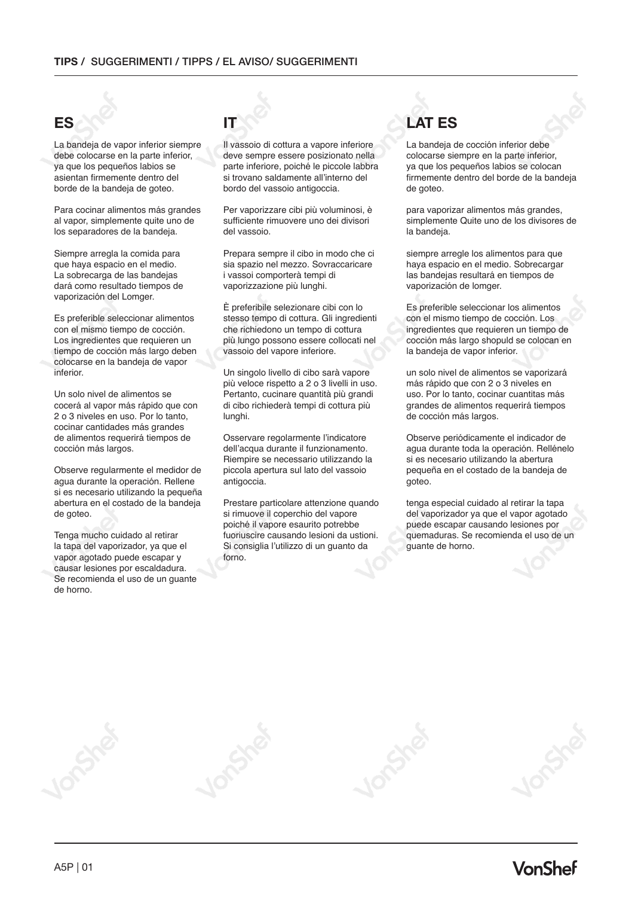**TIPS /** SUGGERIMENTI / TIPPS / EL AVISO/ SUGGERIMENTI

## ES

La bandeja de vapor inferior siempre debe colocarse en la parte inferior, ya que los pequeños labios se asientan firmemente dentro del borde de la bandeja de goteo.

Para cocinar alimentos más grandes al vapor, simplemente quite uno de los separadores de la bandeja.

Siempre arregla la comida para que haya espacio en el medio. La sobrecarga de las bandejas dará como resultado tiempos de vaporización del Lomger.

Es preferible seleccionar alimentos con el mismo tiempo de cocción. Los ingredientes que requieren un tiempo de cocción más largo deben colocarse en la bandeja de vapor inferior.

Un solo nivel de alimentos se cocerá al vapor más rápido que con 2 o 3 niveles en uso. Por lo tanto, cocinar cantidades más grandes de alimentos requerirá tiempos de cocción más largos.

Observe regularmente el medidor de agua durante la operación. Rellene si es necesario utilizando la pequeña abertura en el costado de la bandeja de goteo.

Tenga mucho cuidado al retirar la tapa del vaporizador, ya que el vapor agotado puede escapar y causar lesiones por escaldadura. Se recomienda el uso de un guante de horno.

## IT

Il vassoio di cottura a vapore inferiore deve sempre essere posizionato nella parte inferiore, poiché le piccole labbra si trovano saldamente all'interno del bordo del vassoio antigoccia.

Per vaporizzare cibi più voluminosi, è sufficiente rimuovere uno dei divisori del vassoio.

Prepara sempre il cibo in modo che ci sia spazio nel mezzo. Sovraccaricare i vassoi comporterà tempi di vaporizzazione più lunghi.

È preferibile selezionare cibi con lo stesso tempo di cottura. Gli ingredienti che richiedono un tempo di cottura più lungo possono essere collocati nel vassoio del vapore inferiore.

Un singolo livello di cibo sarà vapore più veloce rispetto a 2 o 3 livelli in uso. Pertanto, cucinare quantità più grandi di cibo richiederà tempi di cottura più lunghi.

Osservare regolarmente l'indicatore dell'acqua durante il funzionamento. Riempire se necessario utilizzando la piccola apertura sul lato del vassoio antigoccia.

Prestare particolare attenzione quando si rimuove il coperchio del vapore poiché il vapore esaurito potrebbe fuoriuscire causando lesioni da ustioni. Si consiglia l'utilizzo di un guanto da forno.

## LAT ES

La bandeja de cocción inferior debe colocarse siempre en la parte inferior, ya que los pequeños labios se colocan firmemente dentro del borde de la bandeja de goteo.

para vaporizar alimentos más grandes, simplemente Quite uno de los divisores de la bandeja.

siempre arregle los alimentos para que haya espacio en el medio. Sobrecargar las bandejas resultará en tiempos de vaporización de lomger.

Es preferible seleccionar los alimentos con el mismo tiempo de cocción. Los ingredientes que requieren un tiempo de cocción más largo shopuld se colocan en la bandeja de vapor inferior.

un solo nivel de alimentos se vaporizará más rápido que con 2 o 3 niveles en uso. Por lo tanto, cocinar cuantitas más grandes de alimentos requerirá tiempos de cocción más largos.

Observe periódicamente el indicador de agua durante toda la operación. Rellénelo si es necesario utilizando la abertura pequeña en el costado de la bandeja de goteo.

tenga especial cuidado al retirar la tapa del vaporizador ya que el vapor agotado puede escapar causando lesiones por quemaduras. Se recomienda el uso de un guante de horno.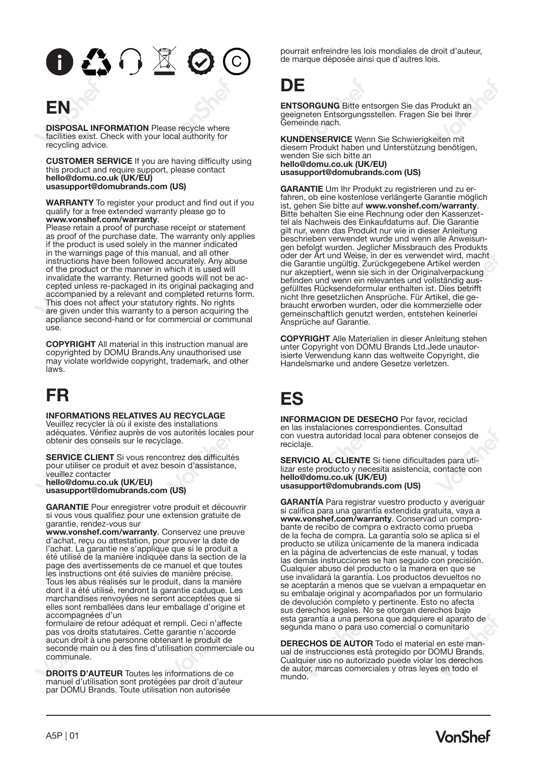# EN

**DISPOSAL INFORMATION** Please recycle where facilities exist. Check with your local authority for recycling advice.

**CUSTOMER SERVICE** If you are having difficulty using this product and require support, please contact
**hello@domu.co.uk (UK/EU)**
**usasupport@domubrands.com (US)**

**WARRANTY** To register your product and find out if you qualify for a free extended warranty please go to **www.vonshef.com/warranty**.
Please retain a proof of purchase receipt or statement as proof of the purchase date. The warranty only applies if the product is used solely in the manner indicated in the warnings page of this manual, and all other instructions have been followed accurately. Any abuse of the product or the manner in which it is used will invalidate the warranty. Returned goods will not be accepted unless re-packaged in its original packaging and accompanied by a relevant and completed returns form. This does not affect your statutory rights. No rights are given under this warranty to a person acquiring the appliance second-hand or for commercial or communal use.

**COPYRIGHT** All material in this instruction manual are copyrighted by DOMU Brands.Any unauthorised use may violate worldwide copyright, trademark, and other laws.

# FR

**INFORMATIONS RELATIVES AU RECYCLAGE**
Veuillez recycler là où il existe des installations adéquates. Vérifiez auprès de vos autorités locales pour obtenir des conseils sur le recyclage.

**SERVICE CLIENT** Si vous rencontrez des difficultés pour utiliser ce produit et avez besoin d'assistance, veuillez contacter
**hello@domu.co.uk (UK/EU)**
**usasupport@domubrands.com (US)**

**GARANTIE** Pour enregistrer votre produit et découvrir si vous vous qualifiez pour une extension gratuite de garantie, rendez-vous sur
**www.vonshef.com/warranty**. Conservez une preuve d'achat, reçu ou attestation, pour prouver la date de l'achat. La garantie ne s'applique que si le produit a été utilisé de la manière indiquée dans la section de la page des avertissements de ce manuel et que toutes les instructions ont été suivies de manière précise. Tous les abus réalisés sur le produit, dans la manière dont il a été utilisé, rendront la garantie caduque. Les marchandises renvoyées ne seront acceptées que si elles sont remballées dans leur emballage d'origine et accompagnées d'un
formulaire de retour adéquat et rempli. Ceci n'affecte pas vos droits statutaires. Cette garantie n'accorde aucun droit à une personne obtenant le produit de seconde main ou à des fins d'utilisation commerciale ou communale.

**DROITS D'AUTEUR** Toutes les informations de ce manuel d'utilisation sont protégées par droit d'auteur par DOMU Brands. Toute utilisation non autorisée pourrait enfreindre les lois mondiales de droit d'auteur, de marque déposée ainsi que d'autres lois.

# DE

**ENTSORGUNG** Bitte entsorgen Sie das Produkt an geeigneten Entsorgungsstellen. Fragen Sie bei Ihrer Gemeinde nach.

**KUNDENSERVICE** Wenn Sie Schwierigkeiten mit diesem Produkt haben und Unterstützung benötigen, wenden Sie sich bitte an
**hello@domu.co.uk (UK/EU)**
**usasupport@domubrands.com (US)**

**GARANTIE** Um Ihr Produkt zu registrieren und zu erfahren, ob eine kostenlose verlängerte Garantie möglich ist, gehen Sie bitte auf **www.vonshef.com/warranty**. Bitte behalten Sie eine Rechnung oder den Kassenzettel als Nachweis des Einkaufdatums auf. Die Garantie gilt nur, wenn das Produkt nur wie in dieser Anleitung beschrieben verwendet wurde und wenn alle Anweisungen befolgt wurden. Jeglicher Missbrauch des Produkts oder der Art und Weise, in der es verwendet wird, macht die Garantie ungültig. Zurückgegebene Artikel werden nur akzeptiert, wenn sie sich in der Originalverpackung befinden und wenn ein relevantes und vollständig ausgefülltes Rücksendeformular enthalten ist. Dies betrifft nicht Ihre gesetzlichen Ansprüche. Für Artikel, die gebraucht erworben wurden, oder die kommerzielle oder gemeinschaftlich genutzt werden, entstehen keinerlei Ansprüche auf Garantie.

**COPYRIGHT** Alle Materialien in dieser Anleitung stehen unter Copyright von DOMU Brands Ltd.Jede unautorisierte Verwendung kann das weltweite Copyright, die Handelsmarke und andere Gesetze verletzen.

# ES

**INFORMACION DE DESECHO** Por favor, reciclad en las instalaciones correspondientes. Consultad con vuestra autoridad local para obtener consejos de reciclaje.

**SERVICIO AL CLIENTE** Si tiene dificultades para utilizar este producto y necesita asistencia, contacte con
**hello@domu.co.uk (UK/EU)**
**usasupport@domubrands.com (US)**

**GARANTÍA** Para registrar vuestro producto y averiguar si califica para una garantía extendida gratuita, vaya a **www.vonshef.com/warranty**. Conservad un comprobante de recibo de compra o extracto como prueba de la fecha de compra. La garantía solo se aplica si el producto se utiliza únicamente de la manera indicada en la página de advertencias de este manual, y todas las demás instrucciones se han seguido con precisión. Cualquier abuso del producto o la manera en que se use invalidará la garantía. Los productos devueltos no se aceptarán a menos que se vuelvan a empaquetar en su embalaje original y acompañados por un formulario de devolución completo y pertinente. Esto no afecta sus derechos legales. No se otorgan derechos bajo esta garantía a una persona que adquiere el aparato de segunda mano o para uso comercial o comunitario

**DERECHOS DE AUTOR** Todo el material en este manual de instrucciones está protegido por DOMU Brands. Cualquier uso no autorizado puede violar los derechos de autor, marcas comerciales y otras leyes en todo el mundo.

A5P | 01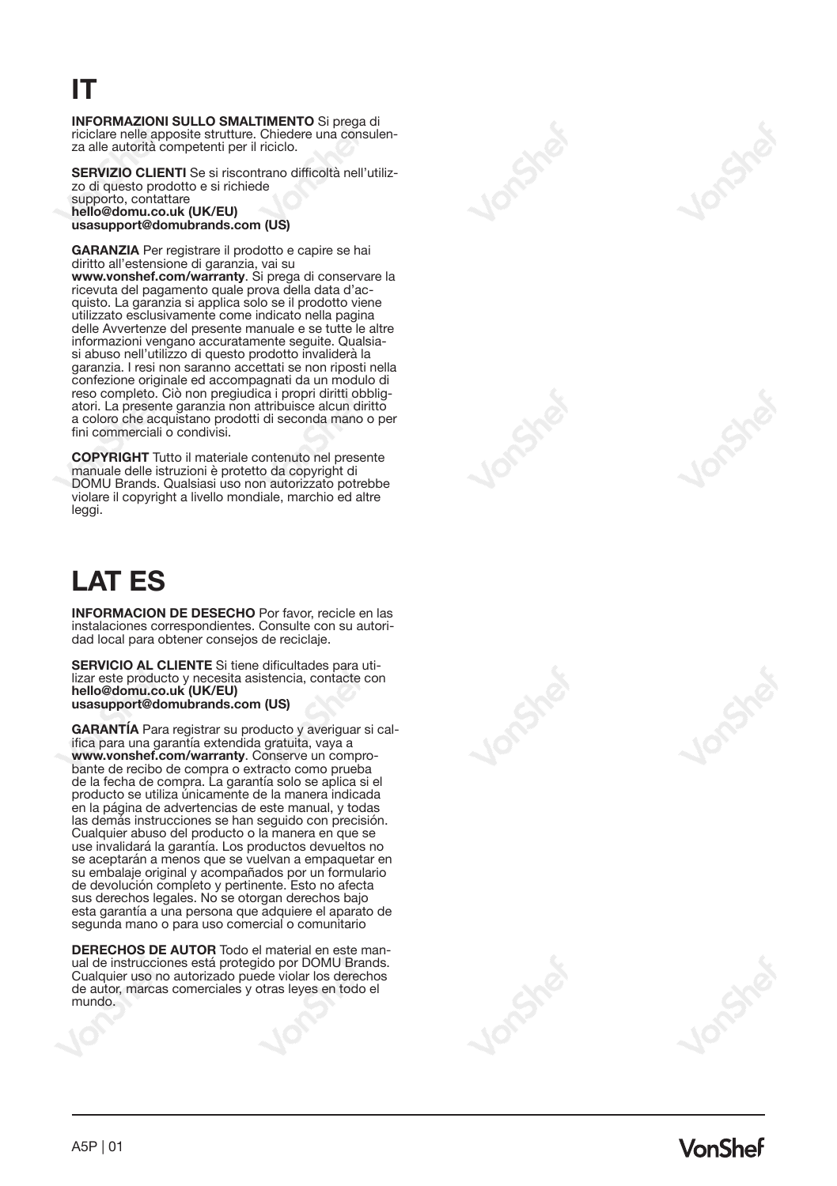# IT

**INFORMAZIONI SULLO SMALTIMENTO** Si prega di riciclare nelle apposite strutture. Chiedere una consulenza alle autorità competenti per il riciclo.

**SERVIZIO CLIENTI** Se si riscontrano difficoltà nell'utilizzo di questo prodotto e si richiede supporto, contattare
**hello@domu.co.uk (UK/EU)**
**usasupport@domubrands.com (US)**

**GARANZIA** Per registrare il prodotto e capire se hai diritto all'estensione di garanzia, vai su **www.vonshef.com/warranty**. Si prega di conservare la ricevuta del pagamento quale prova della data d'acquisto. La garanzia si applica solo se il prodotto viene utilizzato esclusivamente come indicato nella pagina delle Avvertenze del presente manuale e se tutte le altre informazioni vengano accuratamente seguite. Qualsiasi abuso nell'utilizzo di questo prodotto invaliderà la garanzia. I resi non saranno accettati se non riposti nella confezione originale ed accompagnati da un modulo di reso completo. Ciò non pregiudica i propri diritti obbligatori. La presente garanzia non attribuisce alcun diritto a coloro che acquistano prodotti di seconda mano o per fini commerciali o condivisi.

**COPYRIGHT** Tutto il materiale contenuto nel presente manuale delle istruzioni è protetto da copyright di DOMU Brands. Qualsiasi uso non autorizzato potrebbe violare il copyright a livello mondiale, marchio ed altre leggi.

# LAT ES

**INFORMACION DE DESECHO** Por favor, recicle en las instalaciones correspondientes. Consulte con su autoridad local para obtener consejos de reciclaje.

**SERVICIO AL CLIENTE** Si tiene dificultades para utilizar este producto y necesita asistencia, contacte con
**hello@domu.co.uk (UK/EU)**
**usasupport@domubrands.com (US)**

**GARANTÍA** Para registrar su producto y averiguar si califica para una garantía extendida gratuita, vaya a **www.vonshef.com/warranty**. Conserve un comprobante de recibo de compra o extracto como prueba de la fecha de compra. La garantía solo se aplica si el producto se utiliza únicamente de la manera indicada en la página de advertencias de este manual, y todas las demás instrucciones se han seguido con precisión. Cualquier abuso del producto o la manera en que se use invalidará la garantía. Los productos devueltos no se aceptarán a menos que se vuelvan a empaquetar en su embalaje original y acompañados por un formulario de devolución completo y pertinente. Esto no afecta sus derechos legales. No se otorgan derechos bajo esta garantía a una persona que adquiere el aparato de segunda mano o para uso comercial o comunitario

**DERECHOS DE AUTOR** Todo el material en este manual de instrucciones está protegido por DOMU Brands. Cualquier uso no autorizado puede violar los derechos de autor, marcas comerciales y otras leyes en todo el mundo.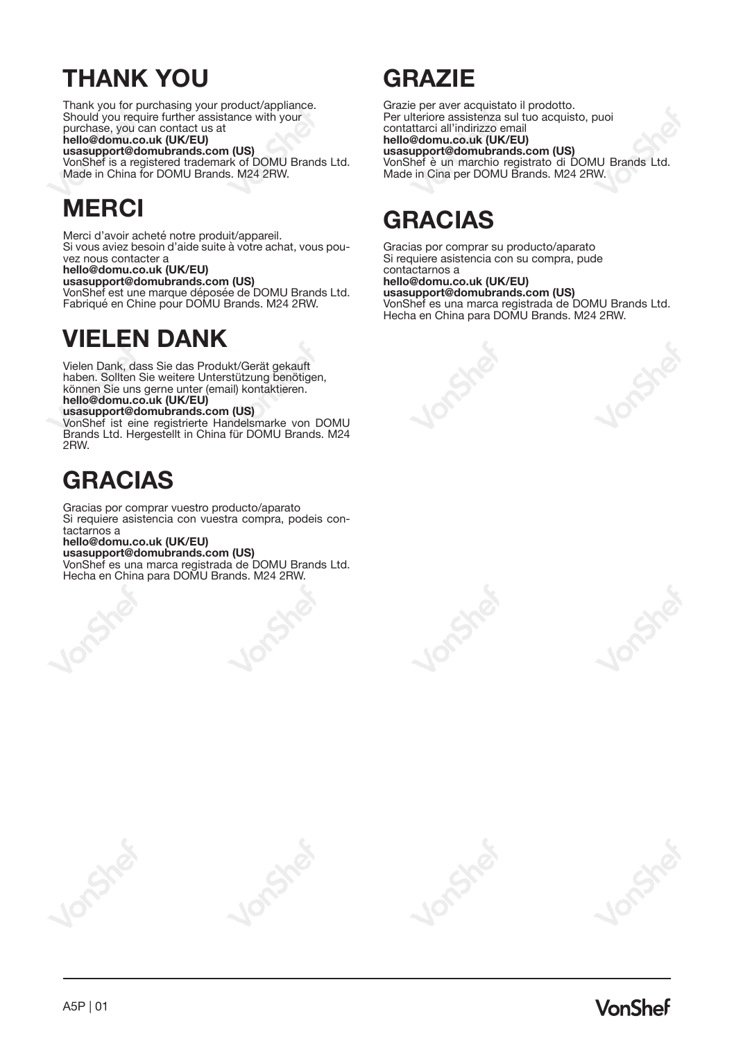# THANK YOU

Thank you for purchasing your product/appliance.
Should you require further assistance with your purchase, you can contact us at
**hello@domu.co.uk (UK/EU)**
**usasupport@domubrands.com (US)**
VonShef is a registered trademark of DOMU Brands Ltd.
Made in China for DOMU Brands. M24 2RW.

# MERCI

Merci d'avoir acheté notre produit/appareil.
Si vous aviez besoin d'aide suite à votre achat, vous pouvez nous contacter a
**hello@domu.co.uk (UK/EU)**
**usasupport@domubrands.com (US)**
VonShef est une marque déposée de DOMU Brands Ltd.
Fabriqué en Chine pour DOMU Brands. M24 2RW.

# VIELEN DANK

Vielen Dank, dass Sie das Produkt/Gerät gekauft haben. Sollten Sie weitere Unterstützung benötigen, können Sie uns gerne unter (email) kontaktieren.
**hello@domu.co.uk (UK/EU)**
**usasupport@domubrands.com (US)**
VonShef ist eine registrierte Handelsmarke von DOMU Brands Ltd. Hergestellt in China für DOMU Brands. M24 2RW.

# GRACIAS

Gracias por comprar vuestro producto/aparato
Si requiere asistencia con vuestra compra, podeis contactarnos a
**hello@domu.co.uk (UK/EU)**
**usasupport@domubrands.com (US)**
VonShef es una marca registrada de DOMU Brands Ltd.
Hecha en China para DOMU Brands. M24 2RW.

# GRAZIE

Grazie per aver acquistato il prodotto.
Per ulteriore assistenza sul tuo acquisto, puoi contattarci all'indirizzo email
**hello@domu.co.uk (UK/EU)**
**usasupport@domubrands.com (US)**
VonShef è un marchio registrato di DOMU Brands Ltd.
Made in Cina per DOMU Brands. M24 2RW.

# GRACIAS

Gracias por comprar su producto/aparato
Si requiere asistencia con su compra, pude contactarnos a
**hello@domu.co.uk (UK/EU)**
**usasupport@domubrands.com (US)**
VonShef es una marca registrada de DOMU Brands Ltd.
Hecha en China para DOMU Brands. M24 2RW.

A5P | 01